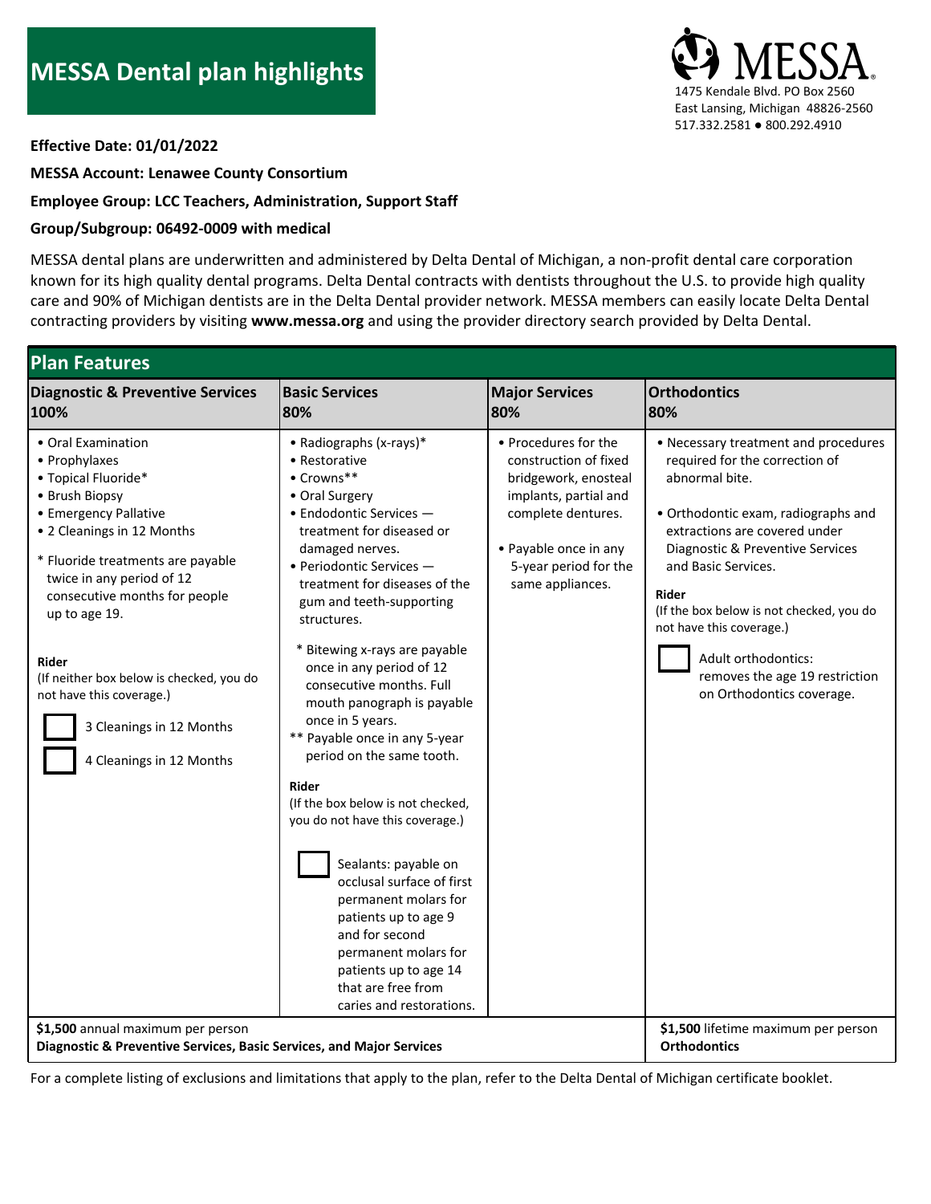# MESSA Dental plan highlights

MESSA
1475 Kendale Blvd. PO Box 2560
East Lansing, Michigan 48826-2560
517.332.2581 ● 800.292.4910

**Effective Date: 01/01/2022**

**MESSA Account: Lenawee County Consortium**

**Employee Group: LCC Teachers, Administration, Support Staff**

**Group/Subgroup: 06492-0009 with medical**

MESSA dental plans are underwritten and administered by Delta Dental of Michigan, a non-profit dental care corporation known for its high quality dental programs. Delta Dental contracts with dentists throughout the U.S. to provide high quality care and 90% of Michigan dentists are in the Delta Dental provider network. MESSA members can easily locate Delta Dental contracting providers by visiting **www.messa.org** and using the provider directory search provided by Delta Dental.

## Plan Features

| **Diagnostic & Preventive Services 100%** | **Basic Services 80%** | **Major Services 80%** | **Orthodontics 80%** |
|---|---|---|---|
| • Oral Examination<br>• Prophylaxes<br>• Topical Fluoride*<br>• Brush Biopsy<br>• Emergency Pallative<br>• 2 Cleanings in 12 Months<br><br>* Fluoride treatments are payable twice in any period of 12 consecutive months for people up to age 19.<br><br>**Rider**<br>(If neither box below is checked, you do not have this coverage.)<br><br>☐ 3 Cleanings in 12 Months<br>☐ 4 Cleanings in 12 Months | • Radiographs (x-rays)*<br>• Restorative<br>• Crowns**<br>• Oral Surgery<br>• Endodontic Services — treatment for diseased or damaged nerves.<br>• Periodontic Services — treatment for diseases of the gum and teeth-supporting structures.<br><br>* Bitewing x-rays are payable once in any period of 12 consecutive months. Full mouth panograph is payable once in 5 years.<br>** Payable once in any 5-year period on the same tooth.<br><br>**Rider**<br>(If the box below is not checked, you do not have this coverage.)<br><br>☐ Sealants: payable on occlusal surface of first permanent molars for patients up to age 9 and for second permanent molars for patients up to age 14 that are free from caries and restorations. | • Procedures for the construction of fixed bridgework, enosteal implants, partial and complete dentures.<br><br>• Payable once in any 5-year period for the same appliances. | • Necessary treatment and procedures required for the correction of abnormal bite.<br><br>• Orthodontic exam, radiographs and extractions are covered under Diagnostic & Preventive Services and Basic Services.<br><br>**Rider**<br>(If the box below is not checked, you do not have this coverage.)<br><br>☐ Adult orthodontics: removes the age 19 restriction on Orthodontics coverage. |
| **$1,500** annual maximum per person<br>**Diagnostic & Preventive Services, Basic Services, and Major Services** | | | **$1,500** lifetime maximum per person<br>**Orthodontics** |

For a complete listing of exclusions and limitations that apply to the plan, refer to the Delta Dental of Michigan certificate booklet.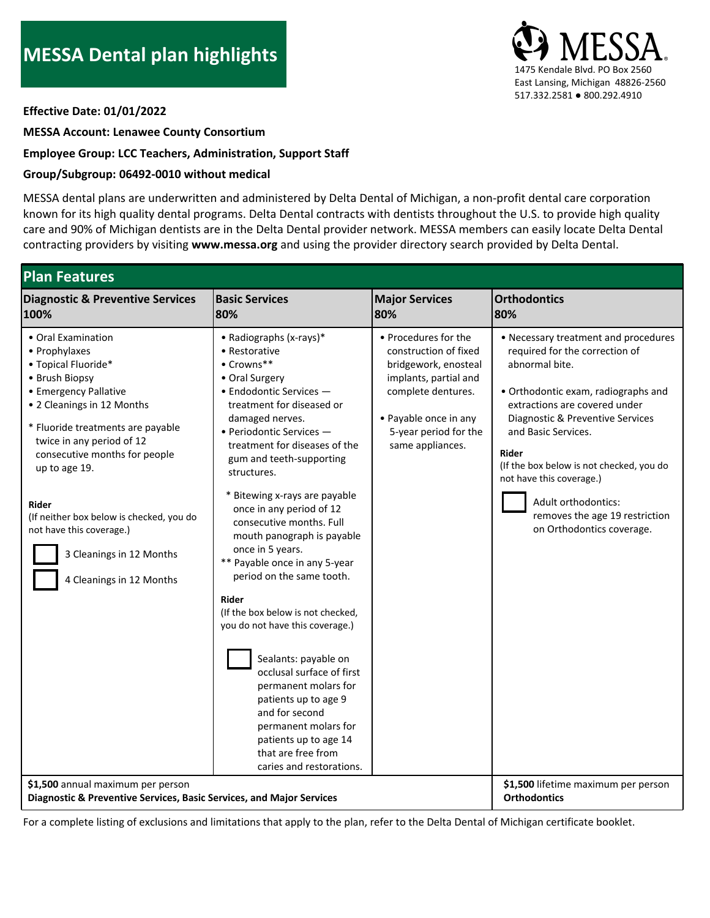# MESSA Dental plan highlights

MESSA
1475 Kendale Blvd. PO Box 2560
East Lansing, Michigan 48826-2560
517.332.2581 ● 800.292.4910

**Effective Date: 01/01/2022**

**MESSA Account: Lenawee County Consortium**

**Employee Group: LCC Teachers, Administration, Support Staff**

**Group/Subgroup: 06492-0010 without medical**

MESSA dental plans are underwritten and administered by Delta Dental of Michigan, a non-profit dental care corporation known for its high quality dental programs. Delta Dental contracts with dentists throughout the U.S. to provide high quality care and 90% of Michigan dentists are in the Delta Dental provider network. MESSA members can easily locate Delta Dental contracting providers by visiting **www.messa.org** and using the provider directory search provided by Delta Dental.

## Plan Features

| Diagnostic & Preventive Services 100% | Basic Services 80% | Major Services 80% | Orthodontics 80% |
|---|---|---|---|
| • Oral Examination<br>• Prophylaxes<br>• Topical Fluoride*<br>• Brush Biopsy<br>• Emergency Pallative<br>• 2 Cleanings in 12 Months<br><br>* Fluoride treatments are payable twice in any period of 12 consecutive months for people up to age 19.<br><br>**Rider**<br>(If neither box below is checked, you do not have this coverage.)<br><br>☐ 3 Cleanings in 12 Months<br>☐ 4 Cleanings in 12 Months | • Radiographs (x-rays)*<br>• Restorative<br>• Crowns**<br>• Oral Surgery<br>• Endodontic Services — treatment for diseased or damaged nerves.<br>• Periodontic Services — treatment for diseases of the gum and teeth-supporting structures.<br><br>* Bitewing x-rays are payable once in any period of 12 consecutive months. Full mouth panograph is payable once in 5 years.<br>** Payable once in any 5-year period on the same tooth.<br><br>**Rider**<br>(If the box below is not checked, you do not have this coverage.)<br><br>☐ Sealants: payable on occlusal surface of first permanent molars for patients up to age 9 and for second permanent molars for patients up to age 14 that are free from caries and restorations. | • Procedures for the construction of fixed bridgework, enosteal implants, partial and complete dentures.<br><br>• Payable once in any 5-year period for the same appliances. | • Necessary treatment and procedures required for the correction of abnormal bite.<br><br>• Orthodontic exam, radiographs and extractions are covered under Diagnostic & Preventive Services and Basic Services.<br><br>**Rider**<br>(If the box below is not checked, you do not have this coverage.)<br><br>☐ Adult orthodontics: removes the age 19 restriction on Orthodontics coverage. |
| **$1,500** annual maximum per person<br>**Diagnostic & Preventive Services, Basic Services, and Major Services** | | | **$1,500** lifetime maximum per person<br>**Orthodontics** |

For a complete listing of exclusions and limitations that apply to the plan, refer to the Delta Dental of Michigan certificate booklet.